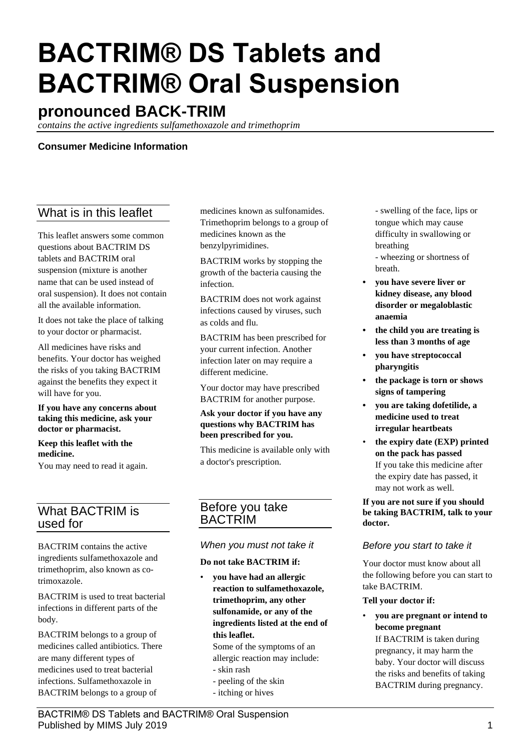# BACTRIM® DS Tablets and BACTRIM® Oral Suspension

## pronounced BACK-TRIM

*contains the active ingredients sulfamethoxazole and trimethoprim*

**Consumer Medicine Information**

## What is in this leaflet

This leaflet answers some common questions about BACTRIM DS tablets and BACTRIM oral suspension (mixture is another name that can be used instead of oral suspension). It does not contain all the available information.

It does not take the place of talking to your doctor or pharmacist.

All medicines have risks and benefits. Your doctor has weighed the risks of you taking BACTRIM against the benefits they expect it will have for you.

**If you have any concerns about taking this medicine, ask your doctor or pharmacist.**

**Keep this leaflet with the medicine.**
You may need to read it again.

## What BACTRIM is used for

BACTRIM contains the active ingredients sulfamethoxazole and trimethoprim, also known as co-trimoxazole.

BACTRIM is used to treat bacterial infections in different parts of the body.

BACTRIM belongs to a group of medicines called antibiotics. There are many different types of medicines used to treat bacterial infections. Sulfamethoxazole in BACTRIM belongs to a group of medicines known as sulfonamides. Trimethoprim belongs to a group of medicines known as the benzylpyrimidines.

BACTRIM works by stopping the growth of the bacteria causing the infection.

BACTRIM does not work against infections caused by viruses, such as colds and flu.

BACTRIM has been prescribed for your current infection. Another infection later on may require a different medicine.

Your doctor may have prescribed BACTRIM for another purpose.

**Ask your doctor if you have any questions why BACTRIM has been prescribed for you.**

This medicine is available only with a doctor's prescription.

## Before you take BACTRIM

### When you must not take it

**Do not take BACTRIM if:**

- **you have had an allergic reaction to sulfamethoxazole, trimethoprim, any other sulfonamide, or any of the ingredients listed at the end of this leaflet.**
  Some of the symptoms of an allergic reaction may include:
  - skin rash
  - peeling of the skin
  - itching or hives
  - swelling of the face, lips or tongue which may cause difficulty in swallowing or breathing
  - wheezing or shortness of breath.
- **you have severe liver or kidney disease, any blood disorder or megaloblastic anaemia**
- **the child you are treating is less than 3 months of age**
- **you have streptococcal pharyngitis**
- **the package is torn or shows signs of tampering**
- **you are taking dofetilide, a medicine used to treat irregular heartbeats**
- **the expiry date (EXP) printed on the pack has passed**
  If you take this medicine after the expiry date has passed, it may not work as well.

**If you are not sure if you should be taking BACTRIM, talk to your doctor.**

### Before you start to take it

Your doctor must know about all the following before you can start to take BACTRIM.

**Tell your doctor if:**

- **you are pregnant or intend to become pregnant**
  If BACTRIM is taken during pregnancy, it may harm the baby. Your doctor will discuss the risks and benefits of taking BACTRIM during pregnancy.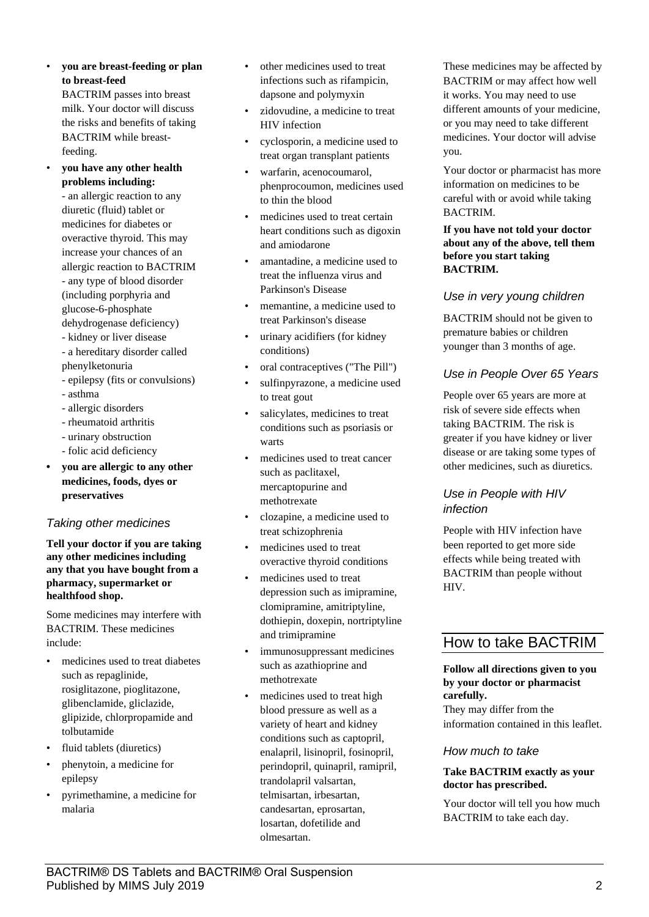- **you are breast-feeding or plan to breast-feed**
  BACTRIM passes into breast milk. Your doctor will discuss the risks and benefits of taking BACTRIM while breast-feeding.
- **you have any other health problems including:**
  - an allergic reaction to any diuretic (fluid) tablet or medicines for diabetes or overactive thyroid. This may increase your chances of an allergic reaction to BACTRIM
  - any type of blood disorder (including porphyria and glucose-6-phosphate dehydrogenase deficiency)
  - kidney or liver disease
  - a hereditary disorder called phenylketonuria
  - epilepsy (fits or convulsions)
  - asthma
  - allergic disorders
  - rheumatoid arthritis
  - urinary obstruction
  - folic acid deficiency
- **you are allergic to any other medicines, foods, dyes or preservatives**

### *Taking other medicines*

**Tell your doctor if you are taking any other medicines including any that you have bought from a pharmacy, supermarket or healthfood shop.**

Some medicines may interfere with BACTRIM. These medicines include:

- medicines used to treat diabetes such as repaglinide, rosiglitazone, pioglitazone, glibenclamide, gliclazide, glipizide, chlorpropamide and tolbutamide
- fluid tablets (diuretics)
- phenytoin, a medicine for epilepsy
- pyrimethamine, a medicine for malaria
- other medicines used to treat infections such as rifampicin, dapsone and polymyxin
- zidovudine, a medicine to treat HIV infection
- cyclosporin, a medicine used to treat organ transplant patients
- warfarin, acenocoumarol, phenprocoumon, medicines used to thin the blood
- medicines used to treat certain heart conditions such as digoxin and amiodarone
- amantadine, a medicine used to treat the influenza virus and Parkinson's Disease
- memantine, a medicine used to treat Parkinson's disease
- urinary acidifiers (for kidney conditions)
- oral contraceptives ("The Pill")
- sulfinpyrazone, a medicine used to treat gout
- salicylates, medicines to treat conditions such as psoriasis or warts
- medicines used to treat cancer such as paclitaxel, mercaptopurine and methotrexate
- clozapine, a medicine used to treat schizophrenia
- medicines used to treat overactive thyroid conditions
- medicines used to treat depression such as imipramine, clomipramine, amitriptyline, dothiepin, doxepin, nortriptyline and trimipramine
- immunosuppressant medicines such as azathioprine and methotrexate
- medicines used to treat high blood pressure as well as a variety of heart and kidney conditions such as captopril, enalapril, lisinopril, fosinopril, perindopril, quinapril, ramipril, trandolapril valsartan, telmisartan, irbesartan, candesartan, eprosartan, losartan, dofetilide and olmesartan.

These medicines may be affected by BACTRIM or may affect how well it works. You may need to use different amounts of your medicine, or you may need to take different medicines. Your doctor will advise you.

Your doctor or pharmacist has more information on medicines to be careful with or avoid while taking BACTRIM.

**If you have not told your doctor about any of the above, tell them before you start taking BACTRIM.**

### *Use in very young children*

BACTRIM should not be given to premature babies or children younger than 3 months of age.

### *Use in People Over 65 Years*

People over 65 years are more at risk of severe side effects when taking BACTRIM. The risk is greater if you have kidney or liver disease or are taking some types of other medicines, such as diuretics.

### *Use in People with HIV infection*

People with HIV infection have been reported to get more side effects while being treated with BACTRIM than people without HIV.

## How to take BACTRIM

**Follow all directions given to you by your doctor or pharmacist carefully.**
They may differ from the information contained in this leaflet.

### *How much to take*

**Take BACTRIM exactly as your doctor has prescribed.**

Your doctor will tell you how much BACTRIM to take each day.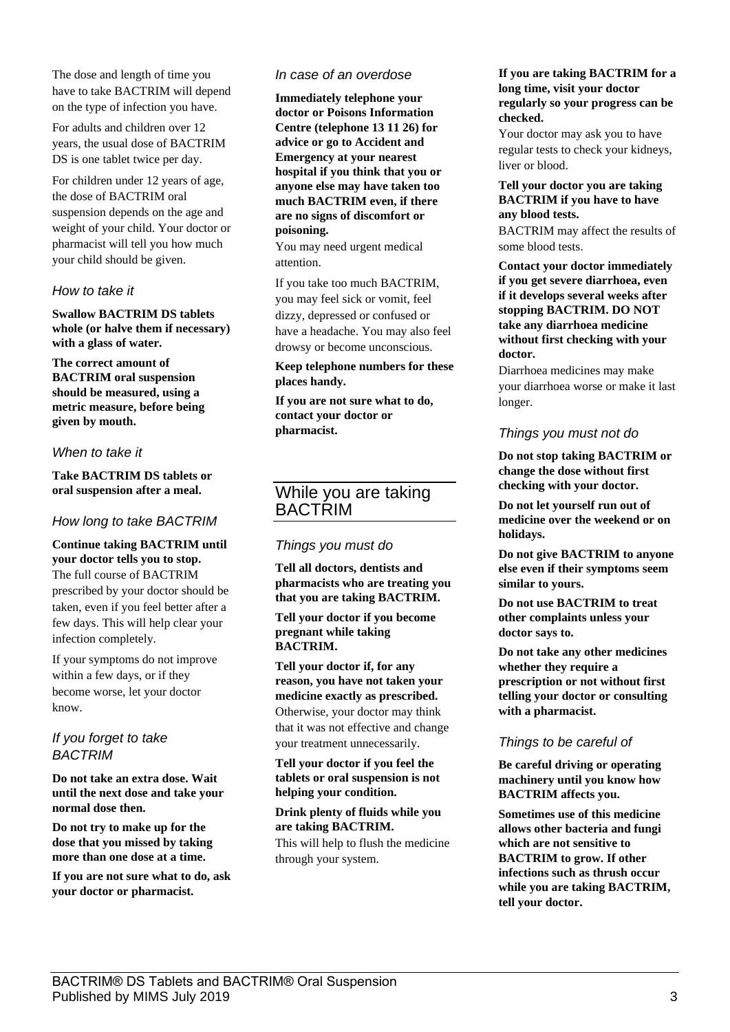The dose and length of time you have to take BACTRIM will depend on the type of infection you have.

For adults and children over 12 years, the usual dose of BACTRIM DS is one tablet twice per day.

For children under 12 years of age, the dose of BACTRIM oral suspension depends on the age and weight of your child. Your doctor or pharmacist will tell you how much your child should be given.

### *How to take it*

**Swallow BACTRIM DS tablets whole (or halve them if necessary) with a glass of water.**

**The correct amount of BACTRIM oral suspension should be measured, using a metric measure, before being given by mouth.**

### *When to take it*

**Take BACTRIM DS tablets or oral suspension after a meal.**

### *How long to take BACTRIM*

**Continue taking BACTRIM until your doctor tells you to stop.**

The full course of BACTRIM prescribed by your doctor should be taken, even if you feel better after a few days. This will help clear your infection completely.

If your symptoms do not improve within a few days, or if they become worse, let your doctor know.

### *If you forget to take BACTRIM*

**Do not take an extra dose. Wait until the next dose and take your normal dose then.**

**Do not try to make up for the dose that you missed by taking more than one dose at a time.**

**If you are not sure what to do, ask your doctor or pharmacist.**

### *In case of an overdose*

**Immediately telephone your doctor or Poisons Information Centre (telephone 13 11 26) for advice or go to Accident and Emergency at your nearest hospital if you think that you or anyone else may have taken too much BACTRIM even, if there are no signs of discomfort or poisoning.**

You may need urgent medical attention.

If you take too much BACTRIM, you may feel sick or vomit, feel dizzy, depressed or confused or have a headache. You may also feel drowsy or become unconscious.

**Keep telephone numbers for these places handy.**

**If you are not sure what to do, contact your doctor or pharmacist.**

## While you are taking BACTRIM

### *Things you must do*

**Tell all doctors, dentists and pharmacists who are treating you that you are taking BACTRIM.**

**Tell your doctor if you become pregnant while taking BACTRIM.**

**Tell your doctor if, for any reason, you have not taken your medicine exactly as prescribed.**

Otherwise, your doctor may think that it was not effective and change your treatment unnecessarily.

**Tell your doctor if you feel the tablets or oral suspension is not helping your condition.**

**Drink plenty of fluids while you are taking BACTRIM.**

This will help to flush the medicine through your system.

**If you are taking BACTRIM for a long time, visit your doctor regularly so your progress can be checked.**

Your doctor may ask you to have regular tests to check your kidneys, liver or blood.

**Tell your doctor you are taking BACTRIM if you have to have any blood tests.**

BACTRIM may affect the results of some blood tests.

**Contact your doctor immediately if you get severe diarrhoea, even if it develops several weeks after stopping BACTRIM. DO NOT take any diarrhoea medicine without first checking with your doctor.**

Diarrhoea medicines may make your diarrhoea worse or make it last longer.

### *Things you must not do*

**Do not stop taking BACTRIM or change the dose without first checking with your doctor.**

**Do not let yourself run out of medicine over the weekend or on holidays.**

**Do not give BACTRIM to anyone else even if their symptoms seem similar to yours.**

**Do not use BACTRIM to treat other complaints unless your doctor says to.**

**Do not take any other medicines whether they require a prescription or not without first telling your doctor or consulting with a pharmacist.**

### *Things to be careful of*

**Be careful driving or operating machinery until you know how BACTRIM affects you.**

**Sometimes use of this medicine allows other bacteria and fungi which are not sensitive to BACTRIM to grow. If other infections such as thrush occur while you are taking BACTRIM, tell your doctor.**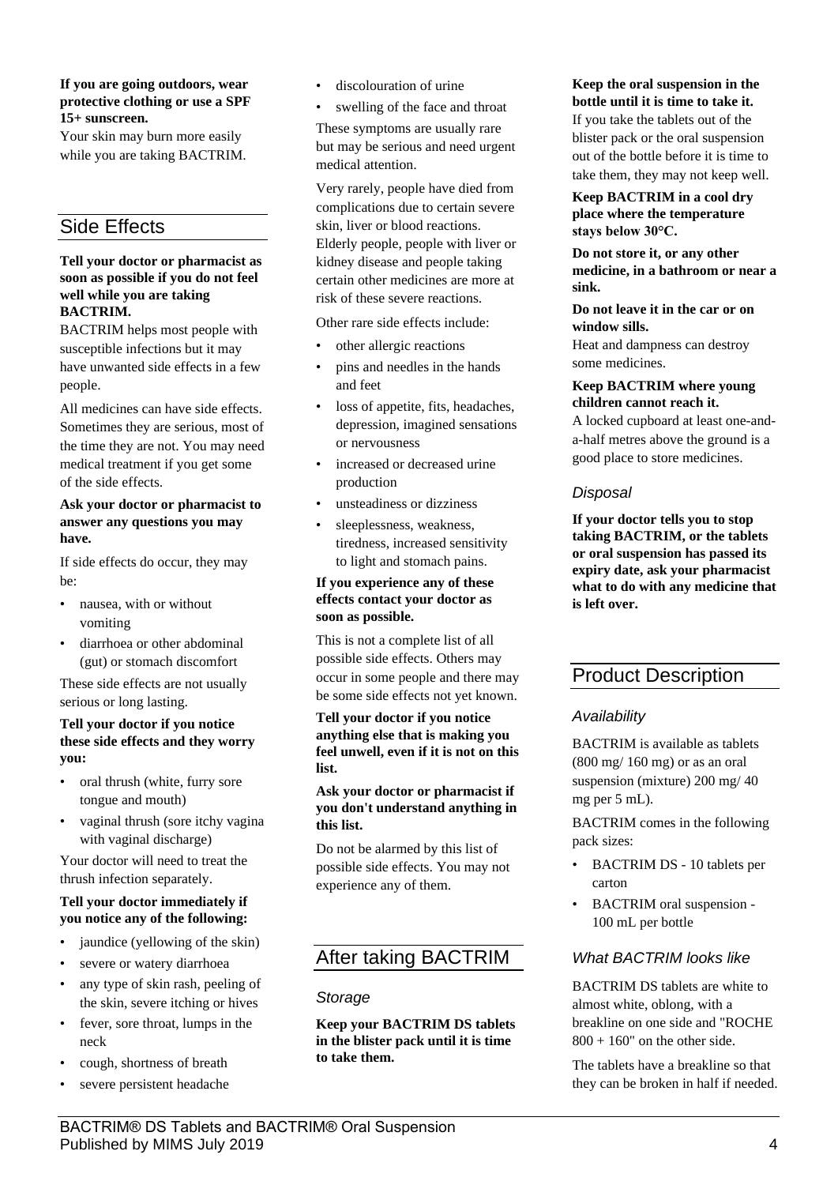**If you are going outdoors, wear protective clothing or use a SPF 15+ sunscreen.**

Your skin may burn more easily while you are taking BACTRIM.

## Side Effects

**Tell your doctor or pharmacist as soon as possible if you do not feel well while you are taking BACTRIM.**

BACTRIM helps most people with susceptible infections but it may have unwanted side effects in a few people.

All medicines can have side effects. Sometimes they are serious, most of the time they are not. You may need medical treatment if you get some of the side effects.

**Ask your doctor or pharmacist to answer any questions you may have.**

If side effects do occur, they may be:

- nausea, with or without vomiting
- diarrhoea or other abdominal (gut) or stomach discomfort

These side effects are not usually serious or long lasting.

**Tell your doctor if you notice these side effects and they worry you:**

- oral thrush (white, furry sore tongue and mouth)
- vaginal thrush (sore itchy vagina with vaginal discharge)

Your doctor will need to treat the thrush infection separately.

**Tell your doctor immediately if you notice any of the following:**

- jaundice (yellowing of the skin)
- severe or watery diarrhoea
- any type of skin rash, peeling of the skin, severe itching or hives
- fever, sore throat, lumps in the neck
- cough, shortness of breath
- severe persistent headache
- discolouration of urine
- swelling of the face and throat

These symptoms are usually rare but may be serious and need urgent medical attention.

Very rarely, people have died from complications due to certain severe skin, liver or blood reactions. Elderly people, people with liver or kidney disease and people taking certain other medicines are more at risk of these severe reactions.

Other rare side effects include:

- other allergic reactions
- pins and needles in the hands and feet
- loss of appetite, fits, headaches, depression, imagined sensations or nervousness
- increased or decreased urine production
- unsteadiness or dizziness
- sleeplessness, weakness, tiredness, increased sensitivity to light and stomach pains.

**If you experience any of these effects contact your doctor as soon as possible.**

This is not a complete list of all possible side effects. Others may occur in some people and there may be some side effects not yet known.

**Tell your doctor if you notice anything else that is making you feel unwell, even if it is not on this list.**

**Ask your doctor or pharmacist if you don't understand anything in this list.**

Do not be alarmed by this list of possible side effects. You may not experience any of them.

## After taking BACTRIM

### *Storage*

**Keep your BACTRIM DS tablets in the blister pack until it is time to take them.**

**Keep the oral suspension in the bottle until it is time to take it.**

If you take the tablets out of the blister pack or the oral suspension out of the bottle before it is time to take them, they may not keep well.

**Keep BACTRIM in a cool dry place where the temperature stays below 30°C.**

**Do not store it, or any other medicine, in a bathroom or near a sink.**

**Do not leave it in the car or on window sills.**

Heat and dampness can destroy some medicines.

**Keep BACTRIM where young children cannot reach it.**

A locked cupboard at least one-and-a-half metres above the ground is a good place to store medicines.

### *Disposal*

**If your doctor tells you to stop taking BACTRIM, or the tablets or oral suspension has passed its expiry date, ask your pharmacist what to do with any medicine that is left over.**

## Product Description

### *Availability*

BACTRIM is available as tablets (800 mg/ 160 mg) or as an oral suspension (mixture) 200 mg/ 40 mg per 5 mL).

BACTRIM comes in the following pack sizes:

- BACTRIM DS - 10 tablets per carton
- BACTRIM oral suspension - 100 mL per bottle

### *What BACTRIM looks like*

BACTRIM DS tablets are white to almost white, oblong, with a breakline on one side and "ROCHE 800 + 160" on the other side.

The tablets have a breakline so that they can be broken in half if needed.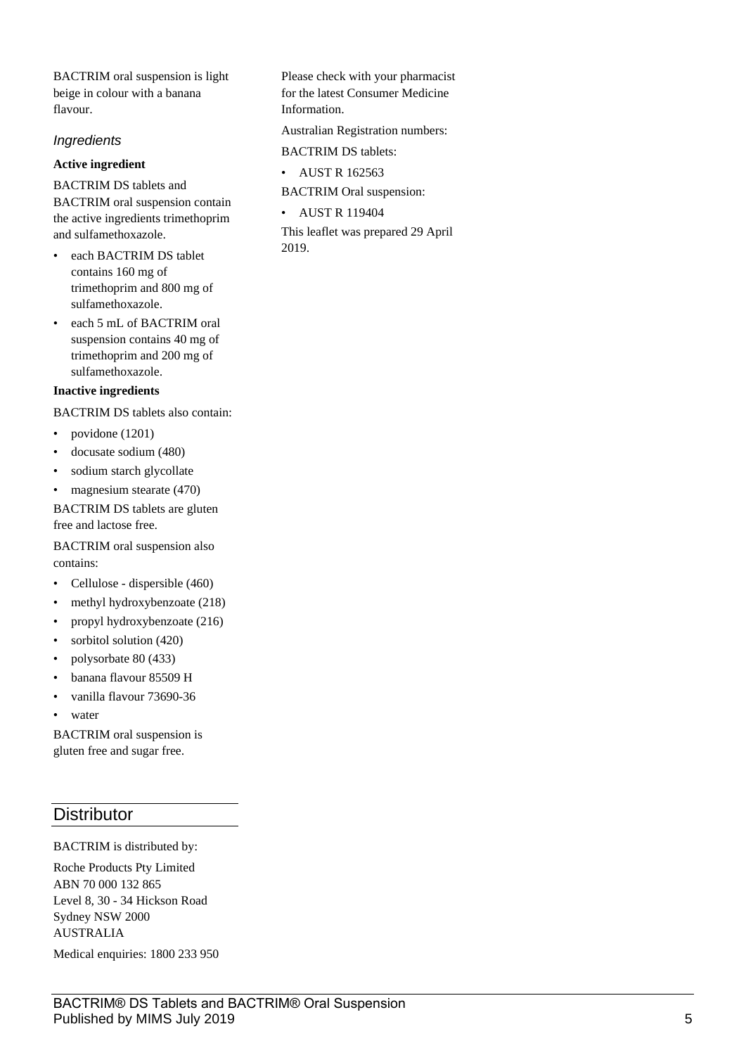BACTRIM oral suspension is light beige in colour with a banana flavour.

### *Ingredients*

**Active ingredient**

BACTRIM DS tablets and BACTRIM oral suspension contain the active ingredients trimethoprim and sulfamethoxazole.

- each BACTRIM DS tablet contains 160 mg of trimethoprim and 800 mg of sulfamethoxazole.
- each 5 mL of BACTRIM oral suspension contains 40 mg of trimethoprim and 200 mg of sulfamethoxazole.

**Inactive ingredients**

BACTRIM DS tablets also contain:

- povidone (1201)
- docusate sodium (480)
- sodium starch glycollate
- magnesium stearate (470)

BACTRIM DS tablets are gluten free and lactose free.

BACTRIM oral suspension also contains:

- Cellulose - dispersible (460)
- methyl hydroxybenzoate (218)
- propyl hydroxybenzoate (216)
- sorbitol solution (420)
- polysorbate 80 (433)
- banana flavour 85509 H
- vanilla flavour 73690-36
- water

BACTRIM oral suspension is gluten free and sugar free.

## Distributor

BACTRIM is distributed by:

Roche Products Pty Limited
ABN 70 000 132 865
Level 8, 30 - 34 Hickson Road
Sydney NSW 2000
AUSTRALIA

Medical enquiries: 1800 233 950

Please check with your pharmacist for the latest Consumer Medicine Information.

Australian Registration numbers:

BACTRIM DS tablets:

- AUST R 162563

BACTRIM Oral suspension:

- AUST R 119404

This leaflet was prepared 29 April 2019.